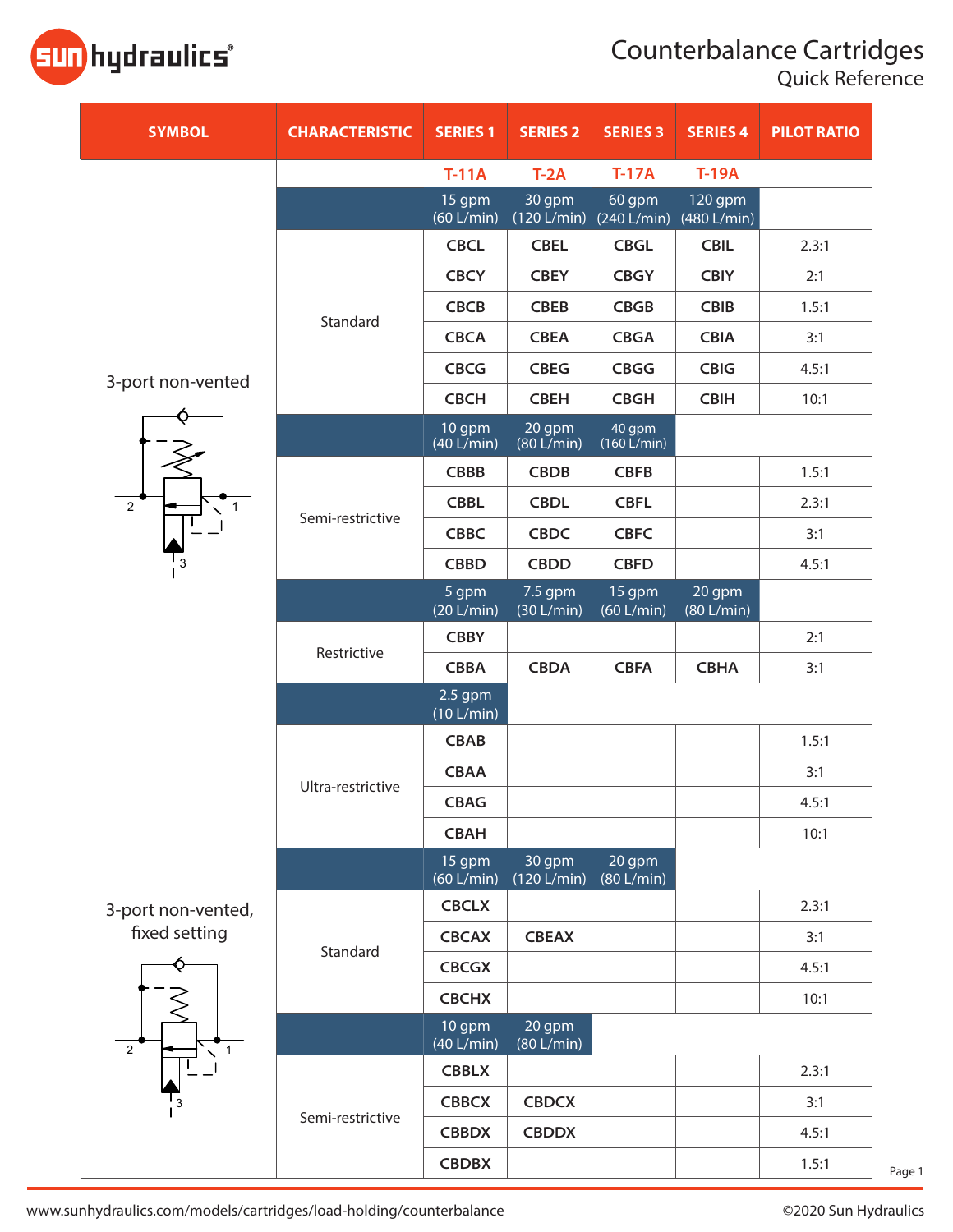# Counterbalance Cartridges

## Quick Reference

| SYMBOL | CHARACTERISTIC | SERIES 1 | SERIES 2 | SERIES 3 | SERIES 4 | PILOT RATIO |
|---|---|---|---|---|---|---|
| 3-port non-vented | | T-11A | T-2A | T-17A | T-19A | |
| | | 15 gpm (60 L/min) | 30 gpm (120 L/min) | 60 gpm (240 L/min) | 120 gpm (480 L/min) | |
| | Standard | CBCL | CBEL | CBGL | CBIL | 2.3:1 |
| | | CBCY | CBEY | CBGY | CBIY | 2:1 |
| | | CBCB | CBEB | CBGB | CBIB | 1.5:1 |
| | | CBCA | CBEA | CBGA | CBIA | 3:1 |
| | | CBCG | CBEG | CBGG | CBIG | 4.5:1 |
| | | CBCH | CBEH | CBGH | CBIH | 10:1 |
| | | 10 gpm (40 L/min) | 20 gpm (80 L/min) | 40 gpm (160 L/min) | | |
| | Semi-restrictive | CBBB | CBDB | CBFB | | 1.5:1 |
| | | CBBL | CBDL | CBFL | | 2.3:1 |
| | | CBBC | CBDC | CBFC | | 3:1 |
| | | CBBD | CBDD | CBFD | | 4.5:1 |
| | | 5 gpm (20 L/min) | 7.5 gpm (30 L/min) | 15 gpm (60 L/min) | 20 gpm (80 L/min) | |
| | Restrictive | CBBY | | | | 2:1 |
| | | CBBA | CBDA | CBFA | CBHA | 3:1 |
| | | 2.5 gpm (10 L/min) | | | | |
| | Ultra-restrictive | CBAB | | | | 1.5:1 |
| | | CBAA | | | | 3:1 |
| | | CBAG | | | | 4.5:1 |
| | | CBAH | | | | 10:1 |
| 3-port non-vented, fixed setting | | 15 gpm (60 L/min) | 30 gpm (120 L/min) | 20 gpm (80 L/min) | | |
| | Standard | CBCLX | | | | 2.3:1 |
| | | CBCAX | CBEAX | | | 3:1 |
| | | CBCGX | | | | 4.5:1 |
| | | CBCHX | | | | 10:1 |
| | | 10 gpm (40 L/min) | 20 gpm (80 L/min) | | | |
| | Semi-restrictive | CBBLX | | | | 2.3:1 |
| | | CBBCX | CBDCX | | | 3:1 |
| | | CBBDX | CBDDX | | | 4.5:1 |
| | | CBDBX | | | | 1.5:1 |

www.sunhydraulics.com/models/cartridges/load-holding/counterbalance

©2020 Sun Hydraulics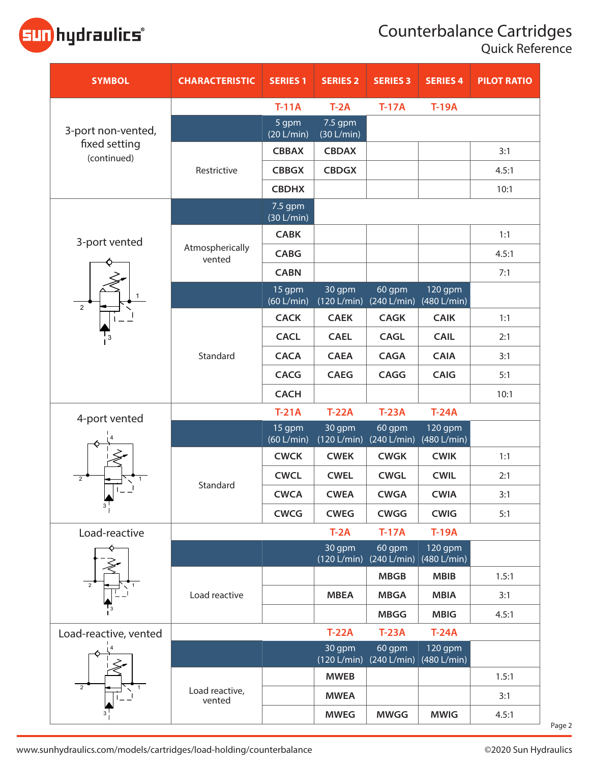# Counterbalance Cartridges

## Quick Reference

| SYMBOL | CHARACTERISTIC | SERIES 1 | SERIES 2 | SERIES 3 | SERIES 4 | PILOT RATIO |
|---|---|---|---|---|---|---|
| 3-port non-vented, fixed setting (continued) | | T-11A | T-2A | T-17A | T-19A | |
| | | 5 gpm (20 L/min) | 7.5 gpm (30 L/min) | | | |
| | Restrictive | CBBAX | CBDAX | | | 3:1 |
| | | CBBGX | CBDGX | | | 4.5:1 |
| | | CBDHX | | | | 10:1 |
| 3-port vented | | 7.5 gpm (30 L/min) | | | | |
| | Atmospherically vented | CABK | | | | 1:1 |
| | | CABG | | | | 4.5:1 |
| | | CABN | | | | 7:1 |
| | | 15 gpm (60 L/min) | 30 gpm (120 L/min) | 60 gpm (240 L/min) | 120 gpm (480 L/min) | |
| | Standard | CACK | CAEK | CAGK | CAIK | 1:1 |
| | | CACL | CAEL | CAGL | CAIL | 2:1 |
| | | CACA | CAEA | CAGA | CAIA | 3:1 |
| | | CACG | CAEG | CAGG | CAIG | 5:1 |
| | | CACH | | | | 10:1 |
| 4-port vented | | T-21A | T-22A | T-23A | T-24A | |
| | | 15 gpm (60 L/min) | 30 gpm (120 L/min) | 60 gpm (240 L/min) | 120 gpm (480 L/min) | |
| | Standard | CWCK | CWEK | CWGK | CWIK | 1:1 |
| | | CWCL | CWEL | CWGL | CWIL | 2:1 |
| | | CWCA | CWEA | CWGA | CWIA | 3:1 |
| | | CWCG | CWEG | CWGG | CWIG | 5:1 |
| Load-reactive | | | T-2A | T-17A | T-19A | |
| | | | 30 gpm (120 L/min) | 60 gpm (240 L/min) | 120 gpm (480 L/min) | |
| | Load reactive | | | MBGB | MBIB | 1.5:1 |
| | | | MBEA | MBGA | MBIA | 3:1 |
| | | | | MBGG | MBIG | 4.5:1 |
| Load-reactive, vented | | | T-22A | T-23A | T-24A | |
| | | | 30 gpm (120 L/min) | 60 gpm (240 L/min) | 120 gpm (480 L/min) | |
| | Load reactive, vented | | MWEB | | | 1.5:1 |
| | | | MWEA | | | 3:1 |
| | | | MWEG | MWGG | MWIG | 4.5:1 |

www.sunhydraulics.com/models/cartridges/load-holding/counterbalance

©2020 Sun Hydraulics